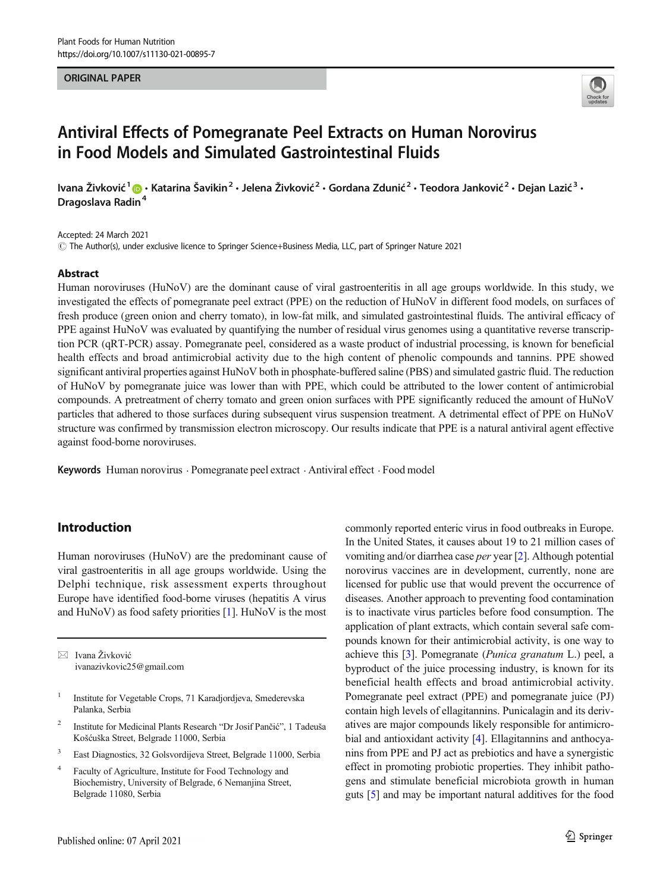ORIGINAL PAPER

# Antiviral Effects of Pomegranate Peel Extracts on Human Norovirus in Food Models and Simulated Gastrointestinal Fluids

Ivana Živković[1] · Katarina Šavikin[2] · Jelena Živković[2] · Gordana Zdunić[2] · Teodora Janković[2] · Dejan Lazić[3] · Dragoslava Radin[4]

Accepted: 24 March 2021
© The Author(s), under exclusive licence to Springer Science+Business Media, LLC, part of Springer Nature 2021

## Abstract

Human noroviruses (HuNoV) are the dominant cause of viral gastroenteritis in all age groups worldwide. In this study, we investigated the effects of pomegranate peel extract (PPE) on the reduction of HuNoV in different food models, on surfaces of fresh produce (green onion and cherry tomato), in low-fat milk, and simulated gastrointestinal fluids. The antiviral efficacy of PPE against HuNoV was evaluated by quantifying the number of residual virus genomes using a quantitative reverse transcription PCR (qRT-PCR) assay. Pomegranate peel, considered as a waste product of industrial processing, is known for beneficial health effects and broad antimicrobial activity due to the high content of phenolic compounds and tannins. PPE showed significant antiviral properties against HuNoV both in phosphate-buffered saline (PBS) and simulated gastric fluid. The reduction of HuNoV by pomegranate juice was lower than with PPE, which could be attributed to the lower content of antimicrobial compounds. A pretreatment of cherry tomato and green onion surfaces with PPE significantly reduced the amount of HuNoV particles that adhered to those surfaces during subsequent virus suspension treatment. A detrimental effect of PPE on HuNoV structure was confirmed by transmission electron microscopy. Our results indicate that PPE is a natural antiviral agent effective against food-borne noroviruses.

**Keywords** Human norovirus · Pomegranate peel extract · Antiviral effect · Food model

## Introduction

Human noroviruses (HuNoV) are the predominant cause of viral gastroenteritis in all age groups worldwide. Using the Delphi technique, risk assessment experts throughout Europe have identified food-borne viruses (hepatitis A virus and HuNoV) as food safety priorities [1]. HuNoV is the most commonly reported enteric virus in food outbreaks in Europe. In the United States, it causes about 19 to 21 million cases of vomiting and/or diarrhea case *per* year [2]. Although potential norovirus vaccines are in development, currently, none are licensed for public use that would prevent the occurrence of diseases. Another approach to preventing food contamination is to inactivate virus particles before food consumption. The application of plant extracts, which contain several safe compounds known for their antimicrobial activity, is one way to achieve this [3]. Pomegranate (*Punica granatum* L.) peel, a byproduct of the juice processing industry, is known for its beneficial health effects and broad antimicrobial activity. Pomegranate peel extract (PPE) and pomegranate juice (PJ) contain high levels of ellagitannins. Punicalagin and its derivatives are major compounds likely responsible for antimicrobial and antioxidant activity [4]. Ellagitannins and anthocyanins from PPE and PJ act as prebiotics and have a synergistic effect in promoting probiotic properties. They inhibit pathogens and stimulate beneficial microbiota growth in human guts [5] and may be important natural additives for the food

✉ Ivana Živković
ivanazivkovic25@gmail.com

1 Institute for Vegetable Crops, 71 Karadjordjeva, Smederevska Palanka, Serbia

2 Institute for Medicinal Plants Research "Dr Josif Pančić", 1 Tadeuša Košćuška Street, Belgrade 11000, Serbia

3 East Diagnostics, 32 Golsvordijeva Street, Belgrade 11000, Serbia

4 Faculty of Agriculture, Institute for Food Technology and Biochemistry, University of Belgrade, 6 Nemanjina Street, Belgrade 11080, Serbia

Published online: 07 April 2021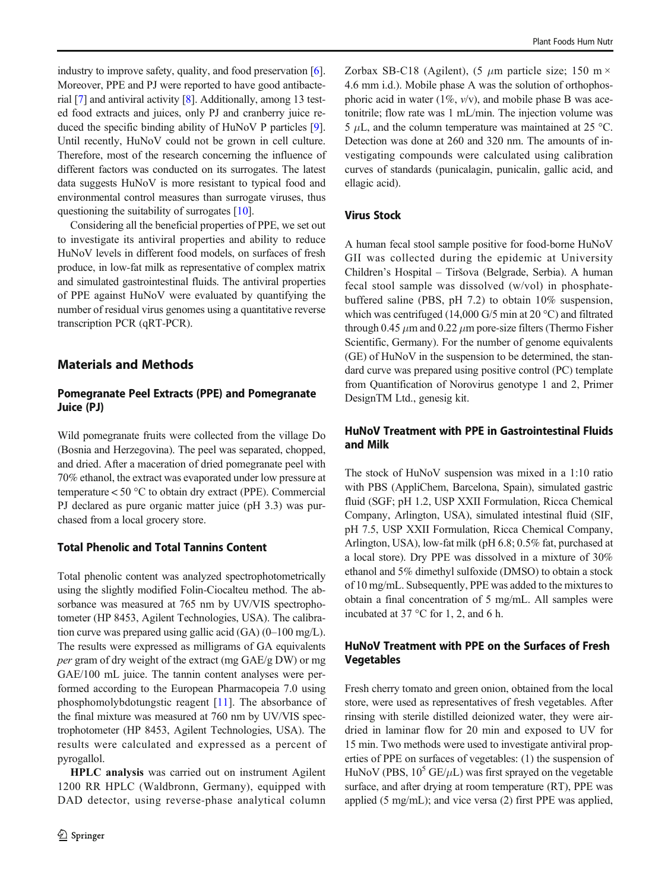industry to improve safety, quality, and food preservation [6]. Moreover, PPE and PJ were reported to have good antibacterial [7] and antiviral activity [8]. Additionally, among 13 tested food extracts and juices, only PJ and cranberry juice reduced the specific binding ability of HuNoV P particles [9]. Until recently, HuNoV could not be grown in cell culture. Therefore, most of the research concerning the influence of different factors was conducted on its surrogates. The latest data suggests HuNoV is more resistant to typical food and environmental control measures than surrogate viruses, thus questioning the suitability of surrogates [10].

Considering all the beneficial properties of PPE, we set out to investigate its antiviral properties and ability to reduce HuNoV levels in different food models, on surfaces of fresh produce, in low-fat milk as representative of complex matrix and simulated gastrointestinal fluids. The antiviral properties of PPE against HuNoV were evaluated by quantifying the number of residual virus genomes using a quantitative reverse transcription PCR (qRT-PCR).

## Materials and Methods

### Pomegranate Peel Extracts (PPE) and Pomegranate Juice (PJ)

Wild pomegranate fruits were collected from the village Do (Bosnia and Herzegovina). The peel was separated, chopped, and dried. After a maceration of dried pomegranate peel with 70% ethanol, the extract was evaporated under low pressure at temperature < 50 °C to obtain dry extract (PPE). Commercial PJ declared as pure organic matter juice (pH 3.3) was purchased from a local grocery store.

### Total Phenolic and Total Tannins Content

Total phenolic content was analyzed spectrophotometrically using the slightly modified Folin-Ciocalteu method. The absorbance was measured at 765 nm by UV/VIS spectrophotometer (HP 8453, Agilent Technologies, USA). The calibration curve was prepared using gallic acid (GA) (0–100 mg/L). The results were expressed as milligrams of GA equivalents *per* gram of dry weight of the extract (mg GAE/g DW) or mg GAE/100 mL juice. The tannin content analyses were performed according to the European Pharmacopeia 7.0 using phosphomolybdotungstic reagent [11]. The absorbance of the final mixture was measured at 760 nm by UV/VIS spectrophotometer (HP 8453, Agilent Technologies, USA). The results were calculated and expressed as a percent of pyrogallol.

**HPLC analysis** was carried out on instrument Agilent 1200 RR HPLC (Waldbronn, Germany), equipped with DAD detector, using reverse-phase analytical column Zorbax SB-C18 (Agilent), (5 $\mu$m particle size; 150 m × 4.6 mm i.d.). Mobile phase A was the solution of orthophosphoric acid in water (1%, *v*/v), and mobile phase B was acetonitrile; flow rate was 1 mL/min. The injection volume was 5 $\mu$L, and the column temperature was maintained at 25 °C. Detection was done at 260 and 320 nm. The amounts of investigating compounds were calculated using calibration curves of standards (punicalagin, punicalin, gallic acid, and ellagic acid).

### Virus Stock

A human fecal stool sample positive for food-borne HuNoV GII was collected during the epidemic at University Children's Hospital – Tiršova (Belgrade, Serbia). A human fecal stool sample was dissolved (w/vol) in phosphate-buffered saline (PBS, pH 7.2) to obtain 10% suspension, which was centrifuged (14,000 G/5 min at 20 °C) and filtrated through 0.45 $\mu$m and 0.22 $\mu$m pore-size filters (Thermo Fisher Scientific, Germany). For the number of genome equivalents (GE) of HuNoV in the suspension to be determined, the standard curve was prepared using positive control (PC) template from Quantification of Norovirus genotype 1 and 2, Primer DesignTM Ltd., genesig kit.

### HuNoV Treatment with PPE in Gastrointestinal Fluids and Milk

The stock of HuNoV suspension was mixed in a 1:10 ratio with PBS (AppliChem, Barcelona, Spain), simulated gastric fluid (SGF; pH 1.2, USP XXII Formulation, Ricca Chemical Company, Arlington, USA), simulated intestinal fluid (SIF, pH 7.5, USP XXII Formulation, Ricca Chemical Company, Arlington, USA), low-fat milk (pH 6.8; 0.5% fat, purchased at a local store). Dry PPE was dissolved in a mixture of 30% ethanol and 5% dimethyl sulfoxide (DMSO) to obtain a stock of 10 mg/mL. Subsequently, PPE was added to the mixtures to obtain a final concentration of 5 mg/mL. All samples were incubated at 37 °C for 1, 2, and 6 h.

### HuNoV Treatment with PPE on the Surfaces of Fresh Vegetables

Fresh cherry tomato and green onion, obtained from the local store, were used as representatives of fresh vegetables. After rinsing with sterile distilled deionized water, they were air-dried in laminar flow for 20 min and exposed to UV for 15 min. Two methods were used to investigate antiviral properties of PPE on surfaces of vegetables: (1) the suspension of HuNoV (PBS, $10^5$ GE/$\mu$L) was first sprayed on the vegetable surface, and after drying at room temperature (RT), PPE was applied (5 mg/mL); and vice versa (2) first PPE was applied,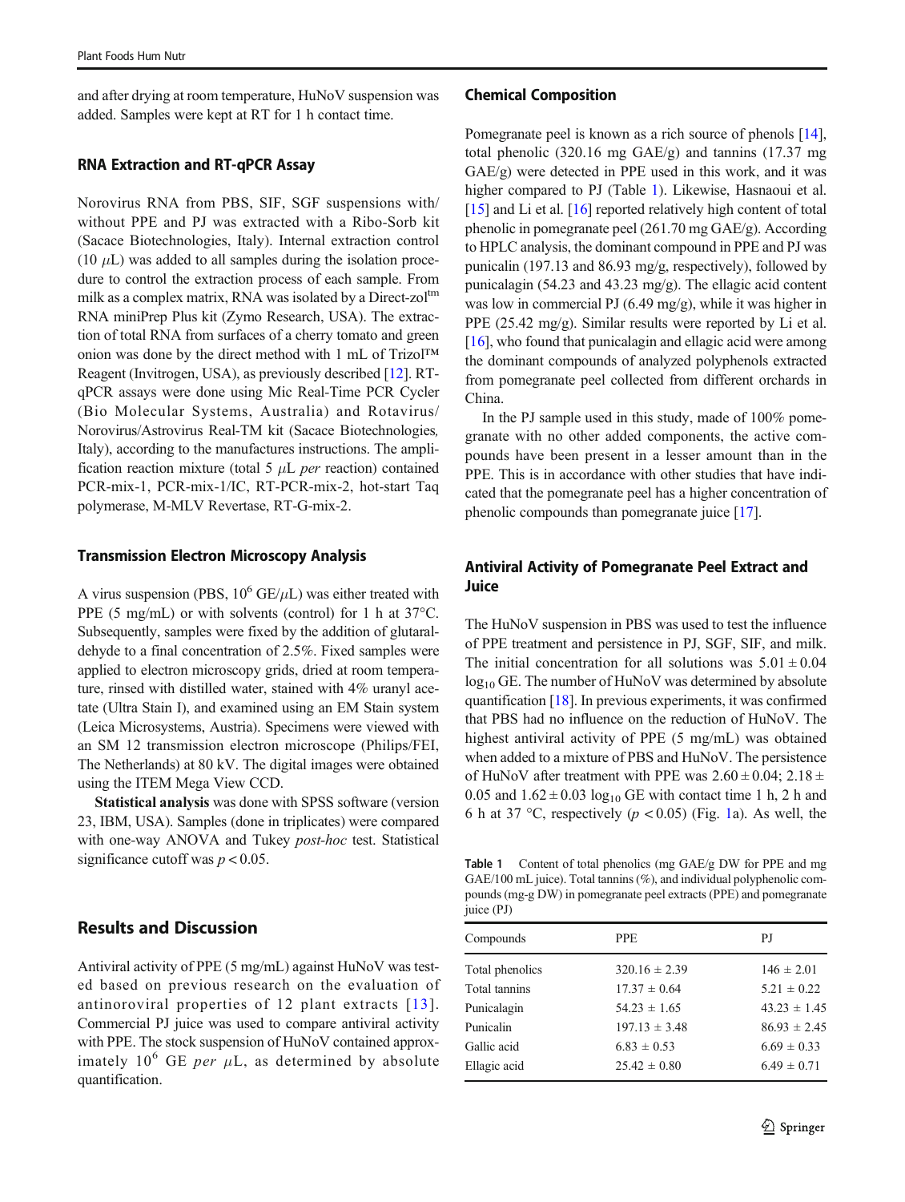and after drying at room temperature, HuNoV suspension was added. Samples were kept at RT for 1 h contact time.

### RNA Extraction and RT-qPCR Assay

Norovirus RNA from PBS, SIF, SGF suspensions with/without PPE and PJ was extracted with a Ribo-Sorb kit (Sacace Biotechnologies, Italy). Internal extraction control (10 $\mu$L) was added to all samples during the isolation procedure to control the extraction process of each sample. From milk as a complex matrix, RNA was isolated by a Direct-zol™ RNA miniPrep Plus kit (Zymo Research, USA). The extraction of total RNA from surfaces of a cherry tomato and green onion was done by the direct method with 1 mL of Trizol™ Reagent (Invitrogen, USA), as previously described [12]. RT-qPCR assays were done using Mic Real-Time PCR Cycler (Bio Molecular Systems, Australia) and Rotavirus/Norovirus/Astrovirus Real-TM kit (Sacace Biotechnologies, Italy), according to the manufactures instructions. The amplification reaction mixture (total 5 $\mu$L *per* reaction) contained PCR-mix-1, PCR-mix-1/IC, RT-PCR-mix-2, hot-start Taq polymerase, M-MLV Revertase, RT-G-mix-2.

### Transmission Electron Microscopy Analysis

A virus suspension (PBS, $10^6$ GE/$\mu$L) was either treated with PPE (5 mg/mL) or with solvents (control) for 1 h at 37°C. Subsequently, samples were fixed by the addition of glutaraldehyde to a final concentration of 2.5%. Fixed samples were applied to electron microscopy grids, dried at room temperature, rinsed with distilled water, stained with 4% uranyl acetate (Ultra Stain I), and examined using an EM Stain system (Leica Microsystems, Austria). Specimens were viewed with an SM 12 transmission electron microscope (Philips/FEI, The Netherlands) at 80 kV. The digital images were obtained using the ITEM Mega View CCD.

**Statistical analysis** was done with SPSS software (version 23, IBM, USA). Samples (done in triplicates) were compared with one-way ANOVA and Tukey *post-hoc* test. Statistical significance cutoff was $p < 0.05$.

## Results and Discussion

Antiviral activity of PPE (5 mg/mL) against HuNoV was tested based on previous research on the evaluation of antinoroviral properties of 12 plant extracts [13]. Commercial PJ juice was used to compare antiviral activity with PPE. The stock suspension of HuNoV contained approximately $10^6$ GE *per* $\mu$L, as determined by absolute quantification.

### Chemical Composition

Pomegranate peel is known as a rich source of phenols [14], total phenolic (320.16 mg GAE/g) and tannins (17.37 mg GAE/g) were detected in PPE used in this work, and it was higher compared to PJ (Table 1). Likewise, Hasnaoui et al. [15] and Li et al. [16] reported relatively high content of total phenolic in pomegranate peel (261.70 mg GAE/g). According to HPLC analysis, the dominant compound in PPE and PJ was punicalin (197.13 and 86.93 mg/g, respectively), followed by punicalagin (54.23 and 43.23 mg/g). The ellagic acid content was low in commercial PJ (6.49 mg/g), while it was higher in PPE (25.42 mg/g). Similar results were reported by Li et al. [16], who found that punicalagin and ellagic acid were among the dominant compounds of analyzed polyphenols extracted from pomegranate peel collected from different orchards in China.

In the PJ sample used in this study, made of 100% pomegranate with no other added components, the active compounds have been present in a lesser amount than in the PPE. This is in accordance with other studies that have indicated that the pomegranate peel has a higher concentration of phenolic compounds than pomegranate juice [17].

### Antiviral Activity of Pomegranate Peel Extract and Juice

The HuNoV suspension in PBS was used to test the influence of PPE treatment and persistence in PJ, SGF, SIF, and milk. The initial concentration for all solutions was $5.01 \pm 0.04$ $\log_{10}$ GE. The number of HuNoV was determined by absolute quantification [18]. In previous experiments, it was confirmed that PBS had no influence on the reduction of HuNoV. The highest antiviral activity of PPE (5 mg/mL) was obtained when added to a mixture of PBS and HuNoV. The persistence of HuNoV after treatment with PPE was $2.60 \pm 0.04$; $2.18 \pm 0.05$ and $1.62 \pm 0.03$ $\log_{10}$ GE with contact time 1 h, 2 h and 6 h at 37 °C, respectively ($p < 0.05$) (Fig. 1a). As well, the

**Table 1** Content of total phenolics (mg GAE/g DW for PPE and mg GAE/100 mL juice). Total tannins (%), and individual polyphenolic compounds (mg-g DW) in pomegranate peel extracts (PPE) and pomegranate juice (PJ)

| Compounds | PPE | PJ |
|---|---|---|
| Total phenolics | 320.16 ± 2.39 | 146 ± 2.01 |
| Total tannins | 17.37 ± 0.64 | 5.21 ± 0.22 |
| Punicalagin | 54.23 ± 1.65 | 43.23 ± 1.45 |
| Punicalin | 197.13 ± 3.48 | 86.93 ± 2.45 |
| Gallic acid | 6.83 ± 0.53 | 6.69 ± 0.33 |
| Ellagic acid | 25.42 ± 0.80 | 6.49 ± 0.71 |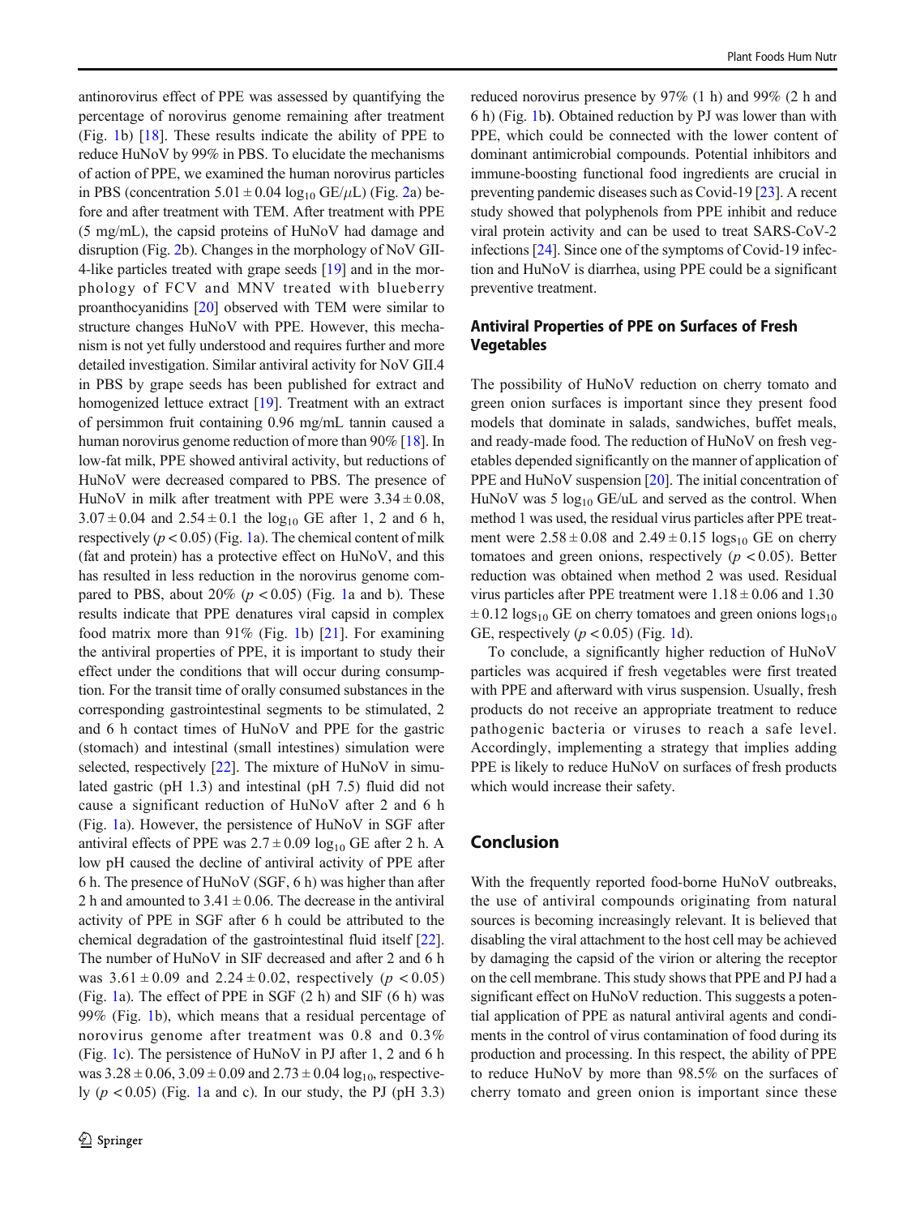antinorovirus effect of PPE was assessed by quantifying the percentage of norovirus genome remaining after treatment (Fig. 1b) [18]. These results indicate the ability of PPE to reduce HuNoV by 99% in PBS. To elucidate the mechanisms of action of PPE, we examined the human norovirus particles in PBS (concentration $5.01 \pm 0.04$ $\log_{10}$ GE/$\mu$L) (Fig. 2a) before and after treatment with TEM. After treatment with PPE (5 mg/mL), the capsid proteins of HuNoV had damage and disruption (Fig. 2b). Changes in the morphology of NoV GII-4-like particles treated with grape seeds [19] and in the morphology of FCV and MNV treated with blueberry proanthocyanidins [20] observed with TEM were similar to structure changes HuNoV with PPE. However, this mechanism is not yet fully understood and requires further and more detailed investigation. Similar antiviral activity for NoV GII.4 in PBS by grape seeds has been published for extract and homogenized lettuce extract [19]. Treatment with an extract of persimmon fruit containing 0.96 mg/mL tannin caused a human norovirus genome reduction of more than 90% [18]. In low-fat milk, PPE showed antiviral activity, but reductions of HuNoV were decreased compared to PBS. The presence of HuNoV in milk after treatment with PPE were $3.34 \pm 0.08$, $3.07 \pm 0.04$ and $2.54 \pm 0.1$ the $\log_{10}$ GE after 1, 2 and 6 h, respectively ($p < 0.05$) (Fig. 1a). The chemical content of milk (fat and protein) has a protective effect on HuNoV, and this has resulted in less reduction in the norovirus genome compared to PBS, about 20% ($p < 0.05$) (Fig. 1a and b). These results indicate that PPE denatures viral capsid in complex food matrix more than 91% (Fig. 1b) [21]. For examining the antiviral properties of PPE, it is important to study their effect under the conditions that will occur during consumption. For the transit time of orally consumed substances in the corresponding gastrointestinal segments to be stimulated, 2 and 6 h contact times of HuNoV and PPE for the gastric (stomach) and intestinal (small intestines) simulation were selected, respectively [22]. The mixture of HuNoV in simulated gastric (pH 1.3) and intestinal (pH 7.5) fluid did not cause a significant reduction of HuNoV after 2 and 6 h (Fig. 1a). However, the persistence of HuNoV in SGF after antiviral effects of PPE was $2.7 \pm 0.09$ $\log_{10}$ GE after 2 h. A low pH caused the decline of antiviral activity of PPE after 6 h. The presence of HuNoV (SGF, 6 h) was higher than after 2 h and amounted to $3.41 \pm 0.06$. The decrease in the antiviral activity of PPE in SGF after 6 h could be attributed to the chemical degradation of the gastrointestinal fluid itself [22]. The number of HuNoV in SIF decreased and after 2 and 6 h was $3.61 \pm 0.09$ and $2.24 \pm 0.02$, respectively ($p < 0.05$) (Fig. 1a). The effect of PPE in SGF (2 h) and SIF (6 h) was 99% (Fig. 1b), which means that a residual percentage of norovirus genome after treatment was 0.8 and 0.3% (Fig. 1c). The persistence of HuNoV in PJ after 1, 2 and 6 h was $3.28 \pm 0.06$, $3.09 \pm 0.09$ and $2.73 \pm 0.04$ $\log_{10}$, respectively ($p < 0.05$) (Fig. 1a and c). In our study, the PJ (pH 3.3) reduced norovirus presence by 97% (1 h) and 99% (2 h and 6 h) (Fig. 1b). Obtained reduction by PJ was lower than with PPE, which could be connected with the lower content of dominant antimicrobial compounds. Potential inhibitors and immune-boosting functional food ingredients are crucial in preventing pandemic diseases such as Covid-19 [23]. A recent study showed that polyphenols from PPE inhibit and reduce viral protein activity and can be used to treat SARS-CoV-2 infections [24]. Since one of the symptoms of Covid-19 infection and HuNoV is diarrhea, using PPE could be a significant preventive treatment.

### Antiviral Properties of PPE on Surfaces of Fresh Vegetables

The possibility of HuNoV reduction on cherry tomato and green onion surfaces is important since they present food models that dominate in salads, sandwiches, buffet meals, and ready-made food. The reduction of HuNoV on fresh vegetables depended significantly on the manner of application of PPE and HuNoV suspension [20]. The initial concentration of HuNoV was 5 $\log_{10}$ GE/uL and served as the control. When method 1 was used, the residual virus particles after PPE treatment were $2.58 \pm 0.08$ and $2.49 \pm 0.15$ $\log s_{10}$ GE on cherry tomatoes and green onions, respectively ($p < 0.05$). Better reduction was obtained when method 2 was used. Residual virus particles after PPE treatment were $1.18 \pm 0.06$ and $1.30 \pm 0.12$ $\log s_{10}$ GE on cherry tomatoes and green onions $\log s_{10}$ GE, respectively ($p < 0.05$) (Fig. 1d).

To conclude, a significantly higher reduction of HuNoV particles was acquired if fresh vegetables were first treated with PPE and afterward with virus suspension. Usually, fresh products do not receive an appropriate treatment to reduce pathogenic bacteria or viruses to reach a safe level. Accordingly, implementing a strategy that implies adding PPE is likely to reduce HuNoV on surfaces of fresh products which would increase their safety.

## Conclusion

With the frequently reported food-borne HuNoV outbreaks, the use of antiviral compounds originating from natural sources is becoming increasingly relevant. It is believed that disabling the viral attachment to the host cell may be achieved by damaging the capsid of the virion or altering the receptor on the cell membrane. This study shows that PPE and PJ had a significant effect on HuNoV reduction. This suggests a potential application of PPE as natural antiviral agents and condiments in the control of virus contamination of food during its production and processing. In this respect, the ability of PPE to reduce HuNoV by more than 98.5% on the surfaces of cherry tomato and green onion is important since these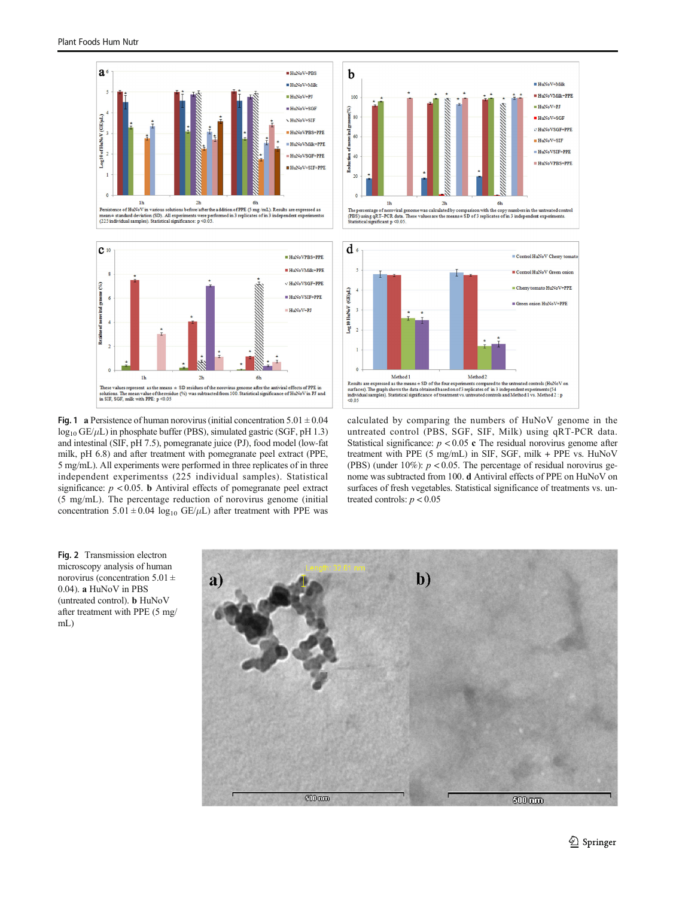**Fig. 1** **a** Persistence of human norovirus (initial concentration $5.01 \pm 0.04$ $\log_{10}$ GE/$\mu$L) in phosphate buffer (PBS), simulated gastric (SGF, pH 1.3) and intestinal (SIF, pH 7.5), pomegranate juice (PJ), food model (low-fat milk, pH 6.8) and after treatment with pomegranate peel extract (PPE, 5 mg/mL). All experiments were performed in three replicates of in three independent experimentss (225 individual samples). Statistical significance: $p < 0.05$. **b** Antiviral effects of pomegranate peel extract (5 mg/mL). The percentage reduction of norovirus genome (initial concentration $5.01 \pm 0.04$ $\log_{10}$ GE/$\mu$L) after treatment with PPE was calculated by comparing the numbers of HuNoV genome in the untreated control (PBS, SGF, SIF, Milk) using qRT-PCR data. Statistical significance: $p < 0.05$ **c** The residual norovirus genome after treatment with PPE (5 mg/mL) in SIF, SGF, milk + PPE vs. HuNoV (PBS) (under 10%): $p < 0.05$. The percentage of residual norovirus genome was subtracted from 100. **d** Antiviral effects of PPE on HuNoV on surfaces of fresh vegetables. Statistical significance of treatments vs. untreated controls: $p < 0.05$

**Fig. 2** Transmission electron microscopy analysis of human norovirus (concentration $5.01 \pm 0.04$). **a** HuNoV in PBS (untreated control). **b** HuNoV after treatment with PPE (5 mg/mL)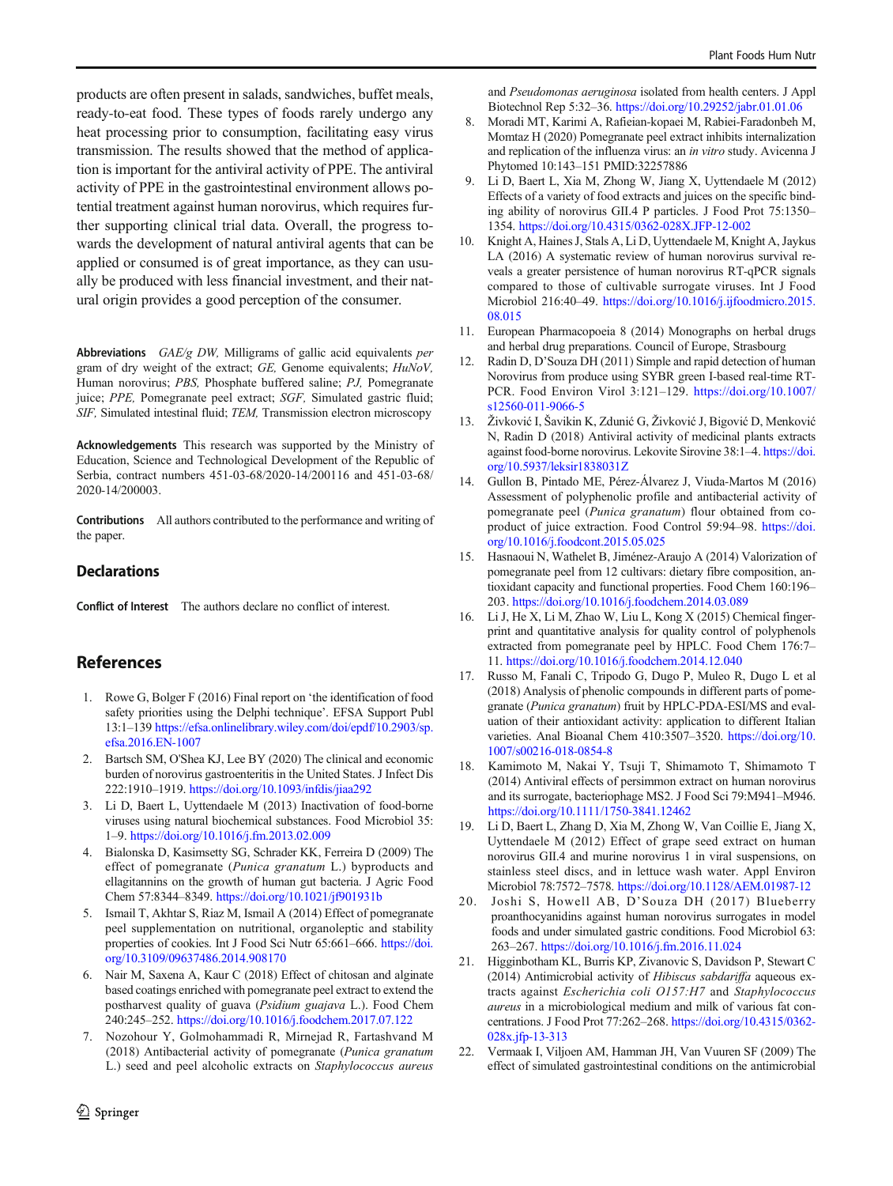products are often present in salads, sandwiches, buffet meals, ready-to-eat food. These types of foods rarely undergo any heat processing prior to consumption, facilitating easy virus transmission. The results showed that the method of application is important for the antiviral activity of PPE. The antiviral activity of PPE in the gastrointestinal environment allows potential treatment against human norovirus, which requires further supporting clinical trial data. Overall, the progress towards the development of natural antiviral agents that can be applied or consumed is of great importance, as they can usually be produced with less financial investment, and their natural origin provides a good perception of the consumer.

**Abbreviations** *GAE/g DW,* Milligrams of gallic acid equivalents *per* gram of dry weight of the extract; *GE,* Genome equivalents; *HuNoV,* Human norovirus; *PBS,* Phosphate buffered saline; *PJ,* Pomegranate juice; *PPE,* Pomegranate peel extract; *SGF,* Simulated gastric fluid; *SIF,* Simulated intestinal fluid; *TEM,* Transmission electron microscopy

**Acknowledgements** This research was supported by the Ministry of Education, Science and Technological Development of the Republic of Serbia, contract numbers 451-03-68/2020-14/200116 and 451-03-68/2020-14/200003.

**Contributions** All authors contributed to the performance and writing of the paper.

## Declarations

**Conflict of Interest** The authors declare no conflict of interest.

## References

1. Rowe G, Bolger F (2016) Final report on 'the identification of food safety priorities using the Delphi technique'. EFSA Support Publ 13:1–139 https://efsa.onlinelibrary.wiley.com/doi/epdf/10.2903/sp.efsa.2016.EN-1007
2. Bartsch SM, O'Shea KJ, Lee BY (2020) The clinical and economic burden of norovirus gastroenteritis in the United States. J Infect Dis 222:1910–1919. https://doi.org/10.1093/infdis/jiaa292
3. Li D, Baert L, Uyttendaele M (2013) Inactivation of food-borne viruses using natural biochemical substances. Food Microbiol 35: 1–9. https://doi.org/10.1016/j.fm.2013.02.009
4. Bialonska D, Kasimsetty SG, Schrader KK, Ferreira D (2009) The effect of pomegranate (*Punica granatum* L.) byproducts and ellagitannins on the growth of human gut bacteria. J Agric Food Chem 57:8344–8349. https://doi.org/10.1021/jf901931b
5. Ismail T, Akhtar S, Riaz M, Ismail A (2014) Effect of pomegranate peel supplementation on nutritional, organoleptic and stability properties of cookies. Int J Food Sci Nutr 65:661–666. https://doi.org/10.3109/09637486.2014.908170
6. Nair M, Saxena A, Kaur C (2018) Effect of chitosan and alginate based coatings enriched with pomegranate peel extract to extend the postharvest quality of guava (*Psidium guajava* L.). Food Chem 240:245–252. https://doi.org/10.1016/j.foodchem.2017.07.122
7. Nozohour Y, Golmohammadi R, Mirnejad R, Fartashvand M (2018) Antibacterial activity of pomegranate (*Punica granatum* L.) seed and peel alcoholic extracts on *Staphylococcus aureus* and *Pseudomonas aeruginosa* isolated from health centers. J Appl Biotechnol Rep 5:32–36. https://doi.org/10.29252/jabr.01.01.06
8. Moradi MT, Karimi A, Rafieian-kopaei M, Rabiei-Faradonbeh M, Momtaz H (2020) Pomegranate peel extract inhibits internalization and replication of the influenza virus: an *in vitro* study. Avicenna J Phytomed 10:143–151 PMID:32257886
9. Li D, Baert L, Xia M, Zhong W, Jiang X, Uyttendaele M (2012) Effects of a variety of food extracts and juices on the specific binding ability of norovirus GII.4 P particles. J Food Prot 75:1350–1354. https://doi.org/10.4315/0362-028X.JFP-12-002
10. Knight A, Haines J, Stals A, Li D, Uyttendaele M, Knight A, Jaykus LA (2016) A systematic review of human norovirus survival reveals a greater persistence of human norovirus RT-qPCR signals compared to those of cultivable surrogate viruses. Int J Food Microbiol 216:40–49. https://doi.org/10.1016/j.ijfoodmicro.2015.08.015
11. European Pharmacopoeia 8 (2014) Monographs on herbal drugs and herbal drug preparations. Council of Europe, Strasbourg
12. Radin D, D'Souza DH (2011) Simple and rapid detection of human Norovirus from produce using SYBR green I-based real-time RT-PCR. Food Environ Virol 3:121–129. https://doi.org/10.1007/s12560-011-9066-5
13. Živković I, Šavikin K, Zdunić G, Živković J, Bigović D, Menković N, Radin D (2018) Antiviral activity of medicinal plants extracts against food-borne norovirus. Lekovite Sirovine 38:1–4. https://doi.org/10.5937/leksir1838031Z
14. Gullon B, Pintado ME, Pérez-Álvarez J, Viuda-Martos M (2016) Assessment of polyphenolic profile and antibacterial activity of pomegranate peel (*Punica granatum*) flour obtained from co-product of juice extraction. Food Control 59:94–98. https://doi.org/10.1016/j.foodcont.2015.05.025
15. Hasnaoui N, Wathelet B, Jiménez-Araujo A (2014) Valorization of pomegranate peel from 12 cultivars: dietary fibre composition, antioxidant capacity and functional properties. Food Chem 160:196–203. https://doi.org/10.1016/j.foodchem.2014.03.089
16. Li J, He X, Li M, Zhao W, Liu L, Kong X (2015) Chemical fingerprint and quantitative analysis for quality control of polyphenols extracted from pomegranate peel by HPLC. Food Chem 176:7–11. https://doi.org/10.1016/j.foodchem.2014.12.040
17. Russo M, Fanali C, Tripodo G, Dugo P, Muleo R, Dugo L et al (2018) Analysis of phenolic compounds in different parts of pomegranate (*Punica granatum*) fruit by HPLC-PDA-ESI/MS and evaluation of their antioxidant activity: application to different Italian varieties. Anal Bioanal Chem 410:3507–3520. https://doi.org/10.1007/s00216-018-0854-8
18. Kamimoto M, Nakai Y, Tsuji T, Shimamoto T, Shimamoto T (2014) Antiviral effects of persimmon extract on human norovirus and its surrogate, bacteriophage MS2. J Food Sci 79:M941–M946. https://doi.org/10.1111/1750-3841.12462
19. Li D, Baert L, Zhang D, Xia M, Zhong W, Van Coillie E, Jiang X, Uyttendaele M (2012) Effect of grape seed extract on human norovirus GII.4 and murine norovirus 1 in viral suspensions, on stainless steel discs, and in lettuce wash water. Appl Environ Microbiol 78:7572–7578. https://doi.org/10.1128/AEM.01987-12
20. Joshi S, Howell AB, D'Souza DH (2017) Blueberry proanthocyanidins against human norovirus surrogates in model foods and under simulated gastric conditions. Food Microbiol 63: 263–267. https://doi.org/10.1016/j.fm.2016.11.024
21. Higginbotham KL, Burris KP, Zivanovic S, Davidson P, Stewart C (2014) Antimicrobial activity of *Hibiscus sabdariffa* aqueous extracts against *Escherichia coli O157:H7* and *Staphylococcus aureus* in a microbiological medium and milk of various fat concentrations. J Food Prot 77:262–268. https://doi.org/10.4315/0362-028x.jfp-13-313
22. Vermaak I, Viljoen AM, Hamman JH, Van Vuuren SF (2009) The effect of simulated gastrointestinal conditions on the antimicrobial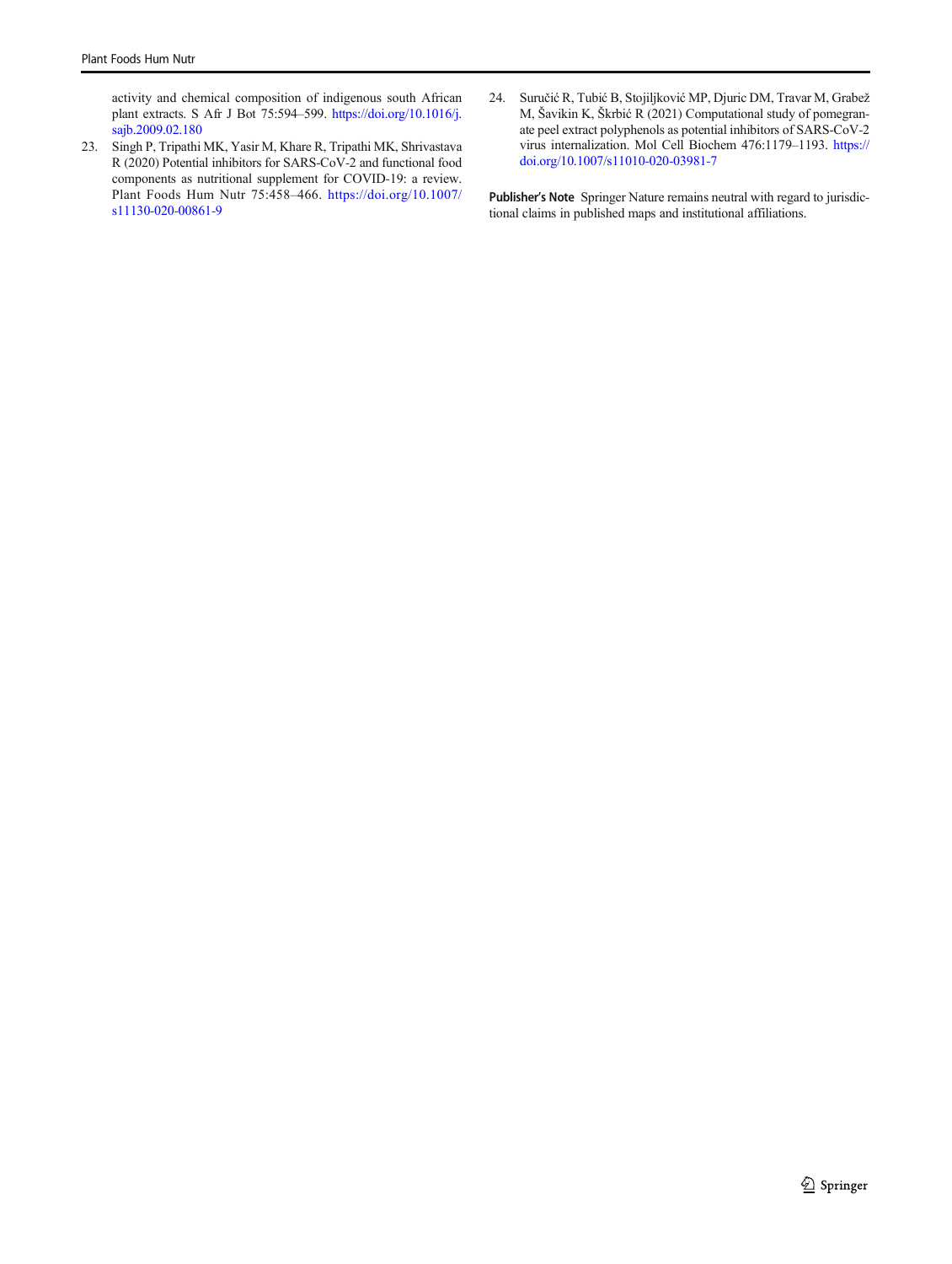activity and chemical composition of indigenous south African plant extracts. S Afr J Bot 75:594–599. https://doi.org/10.1016/j.sajb.2009.02.180

23. Singh P, Tripathi MK, Yasir M, Khare R, Tripathi MK, Shrivastava R (2020) Potential inhibitors for SARS-CoV-2 and functional food components as nutritional supplement for COVID-19: a review. Plant Foods Hum Nutr 75:458–466. https://doi.org/10.1007/s11130-020-00861-9

24. Suručić R, Tubić B, Stojiljković MP, Djuric DM, Travar M, Grabež M, Šavikin K, Škrbić R (2021) Computational study of pomegranate peel extract polyphenols as potential inhibitors of SARS-CoV-2 virus internalization. Mol Cell Biochem 476:1179–1193. https://doi.org/10.1007/s11010-020-03981-7

**Publisher's Note** Springer Nature remains neutral with regard to jurisdictional claims in published maps and institutional affiliations.